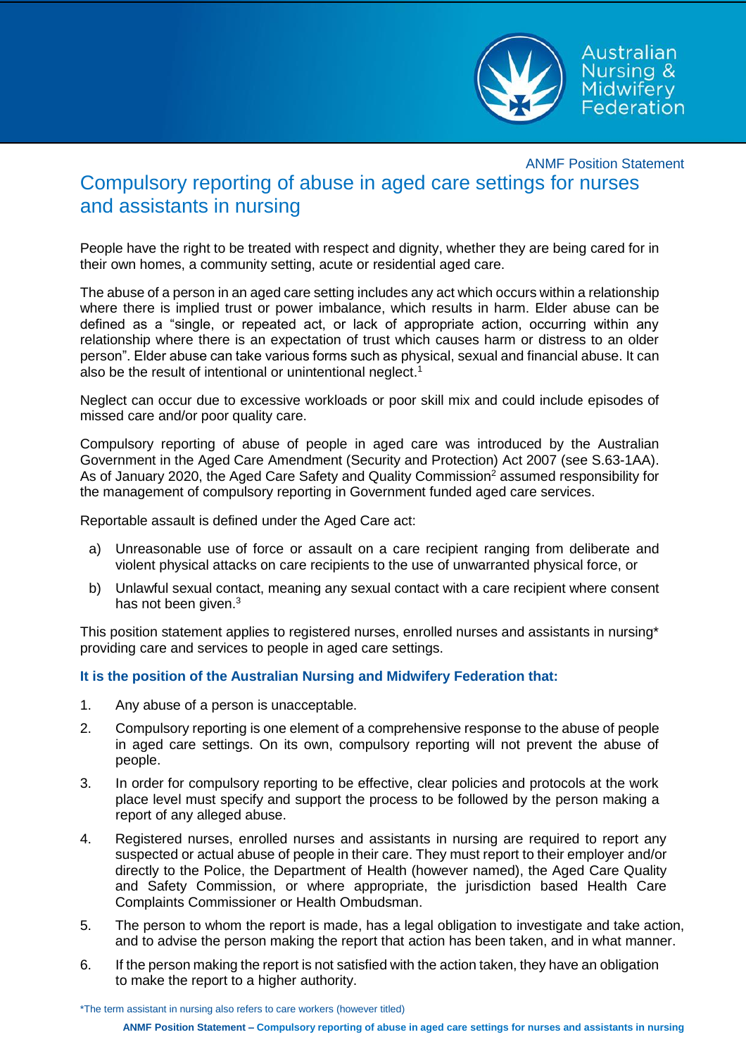ANMF Position Statement

# Compulsory reporting of abuse in aged care settings for nurses and assistants in nursing

People have the right to be treated with respect and dignity, whether they are being cared for in their own homes, a community setting, acute or residential aged care.

The abuse of a person in an aged care setting includes any act which occurs within a relationship where there is implied trust or power imbalance, which results in harm. Elder abuse can be defined as a "single, or repeated act, or lack of appropriate action, occurring within any relationship where there is an expectation of trust which causes harm or distress to an older person". Elder abuse can take various forms such as physical, sexual and financial abuse. It can also be the result of intentional or unintentional neglect.[1]

Neglect can occur due to excessive workloads or poor skill mix and could include episodes of missed care and/or poor quality care.

Compulsory reporting of abuse of people in aged care was introduced by the Australian Government in the Aged Care Amendment (Security and Protection) Act 2007 (see S.63-1AA). As of January 2020, the Aged Care Safety and Quality Commission[2] assumed responsibility for the management of compulsory reporting in Government funded aged care services.

Reportable assault is defined under the Aged Care act:

a) Unreasonable use of force or assault on a care recipient ranging from deliberate and violent physical attacks on care recipients to the use of unwarranted physical force, or

b) Unlawful sexual contact, meaning any sexual contact with a care recipient where consent has not been given.[3]

This position statement applies to registered nurses, enrolled nurses and assistants in nursing* providing care and services to people in aged care settings.

**It is the position of the Australian Nursing and Midwifery Federation that:**

1. Any abuse of a person is unacceptable.
2. Compulsory reporting is one element of a comprehensive response to the abuse of people in aged care settings. On its own, compulsory reporting will not prevent the abuse of people.
3. In order for compulsory reporting to be effective, clear policies and protocols at the work place level must specify and support the process to be followed by the person making a report of any alleged abuse.
4. Registered nurses, enrolled nurses and assistants in nursing are required to report any suspected or actual abuse of people in their care. They must report to their employer and/or directly to the Police, the Department of Health (however named), the Aged Care Quality and Safety Commission, or where appropriate, the jurisdiction based Health Care Complaints Commissioner or Health Ombudsman.
5. The person to whom the report is made, has a legal obligation to investigate and take action, and to advise the person making the report that action has been taken, and in what manner.
6. If the person making the report is not satisfied with the action taken, they have an obligation to make the report to a higher authority.

*The term assistant in nursing also refers to care workers (however titled)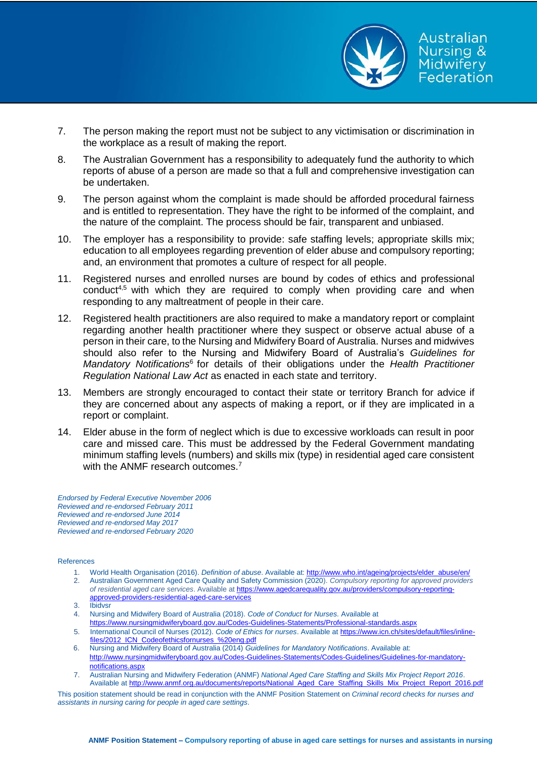7. The person making the report must not be subject to any victimisation or discrimination in the workplace as a result of making the report.

8. The Australian Government has a responsibility to adequately fund the authority to which reports of abuse of a person are made so that a full and comprehensive investigation can be undertaken.

9. The person against whom the complaint is made should be afforded procedural fairness and is entitled to representation. They have the right to be informed of the complaint, and the nature of the complaint. The process should be fair, transparent and unbiased.

10. The employer has a responsibility to provide: safe staffing levels; appropriate skills mix; education to all employees regarding prevention of elder abuse and compulsory reporting; and, an environment that promotes a culture of respect for all people.

11. Registered nurses and enrolled nurses are bound by codes of ethics and professional conduct[4,5] with which they are required to comply when providing care and when responding to any maltreatment of people in their care.

12. Registered health practitioners are also required to make a mandatory report or complaint regarding another health practitioner where they suspect or observe actual abuse of a person in their care, to the Nursing and Midwifery Board of Australia. Nurses and midwives should also refer to the Nursing and Midwifery Board of Australia's *Guidelines for Mandatory Notifications*[6] for details of their obligations under the *Health Practitioner Regulation National Law Act* as enacted in each state and territory.

13. Members are strongly encouraged to contact their state or territory Branch for advice if they are concerned about any aspects of making a report, or if they are implicated in a report or complaint.

14. Elder abuse in the form of neglect which is due to excessive workloads can result in poor care and missed care. This must be addressed by the Federal Government mandating minimum staffing levels (numbers) and skills mix (type) in residential aged care consistent with the ANMF research outcomes.[7]

*Endorsed by Federal Executive November 2006*
*Reviewed and re-endorsed February 2011*
*Reviewed and re-endorsed June 2014*
*Reviewed and re-endorsed May 2017*
*Reviewed and re-endorsed February 2020*

References

1. World Health Organisation (2016). *Definition of abuse*. Available at: http://www.who.int/ageing/projects/elder_abuse/en/
2. Australian Government Aged Care Quality and Safety Commission (2020). *Compulsory reporting for approved providers of residential aged care services*. Available at https://www.agedcarequality.gov.au/providers/compulsory-reporting-approved-providers-residential-aged-care-services
3. Ibidvsr
4. Nursing and Midwifery Board of Australia (2018). *Code of Conduct for Nurses.* Available at https://www.nursingmidwiferyboard.gov.au/Codes-Guidelines-Statements/Professional-standards.aspx
5. International Council of Nurses (2012). *Code of Ethics for nurses*. Available at https://www.icn.ch/sites/default/files/inline-files/2012_ICN_Codeofethicsfornurses_%20eng.pdf
6. Nursing and Midwifery Board of Australia (2014) *Guidelines for Mandatory Notifications*. Available at: http://www.nursingmidwiferyboard.gov.au/Codes-Guidelines-Statements/Codes-Guidelines/Guidelines-for-mandatory-notifications.aspx
7. Australian Nursing and Midwifery Federation (ANMF) *National Aged Care Staffing and Skills Mix Project Report 2016*. Available at http://www.anmf.org.au/documents/reports/National_Aged_Care_Staffing_Skills_Mix_Project_Report_2016.pdf

This position statement should be read in conjunction with the ANMF Position Statement on *Criminal record checks for nurses and assistants in nursing caring for people in aged care settings*.